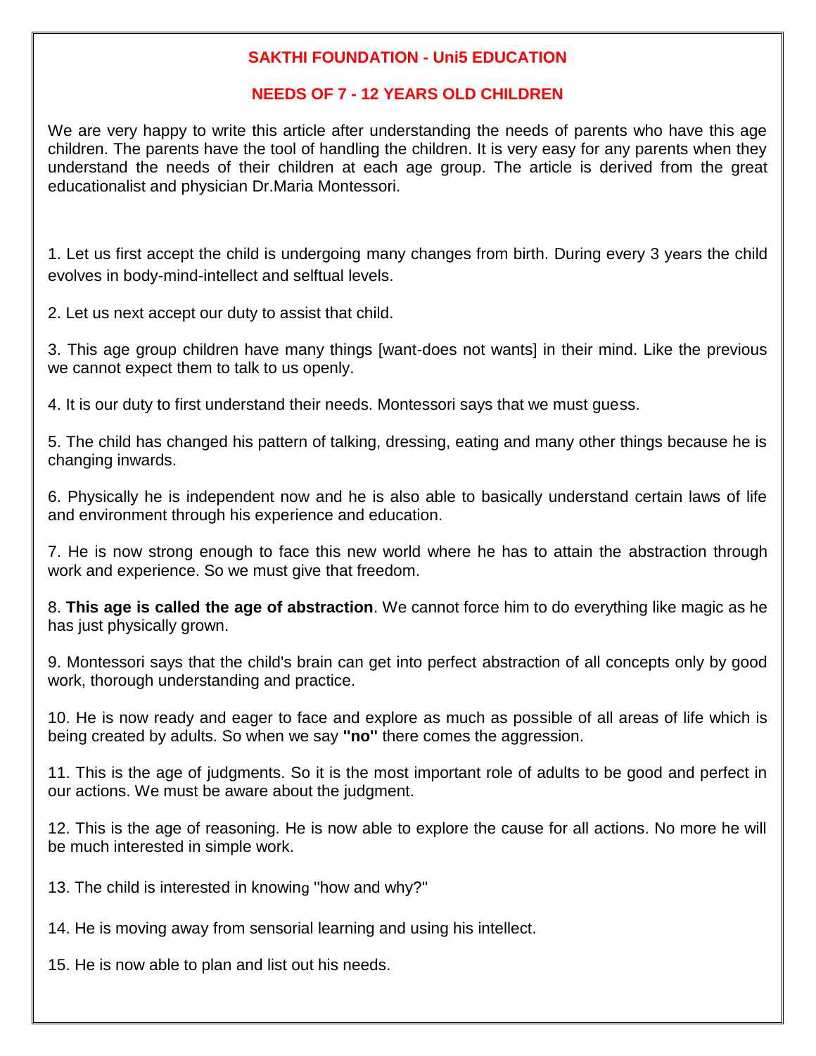## SAKTHI FOUNDATION - Uni5 EDUCATION

## NEEDS OF 7 - 12 YEARS OLD CHILDREN

We are very happy to write this article after understanding the needs of parents who have this age children. The parents have the tool of handling the children. It is very easy for any parents when they understand the needs of their children at each age group. The article is derived from the great educationalist and physician Dr.Maria Montessori.

1. Let us first accept the child is undergoing many changes from birth. During every 3 years the child evolves in body-mind-intellect and selftual levels.

2. Let us next accept our duty to assist that child.

3. This age group children have many things [want-does not wants] in their mind. Like the previous we cannot expect them to talk to us openly.

4. It is our duty to first understand their needs. Montessori says that we must guess.

5. The child has changed his pattern of talking, dressing, eating and many other things because he is changing inwards.

6. Physically he is independent now and he is also able to basically understand certain laws of life and environment through his experience and education.

7. He is now strong enough to face this new world where he has to attain the abstraction through work and experience. So we must give that freedom.

8. **This age is called the age of abstraction**. We cannot force him to do everything like magic as he has just physically grown.

9. Montessori says that the child's brain can get into perfect abstraction of all concepts only by good work, thorough understanding and practice.

10. He is now ready and eager to face and explore as much as possible of all areas of life which is being created by adults. So when we say **"no"** there comes the aggression.

11. This is the age of judgments. So it is the most important role of adults to be good and perfect in our actions. We must be aware about the judgment.

12. This is the age of reasoning. He is now able to explore the cause for all actions. No more he will be much interested in simple work.

13. The child is interested in knowing "how and why?"

14. He is moving away from sensorial learning and using his intellect.

15. He is now able to plan and list out his needs.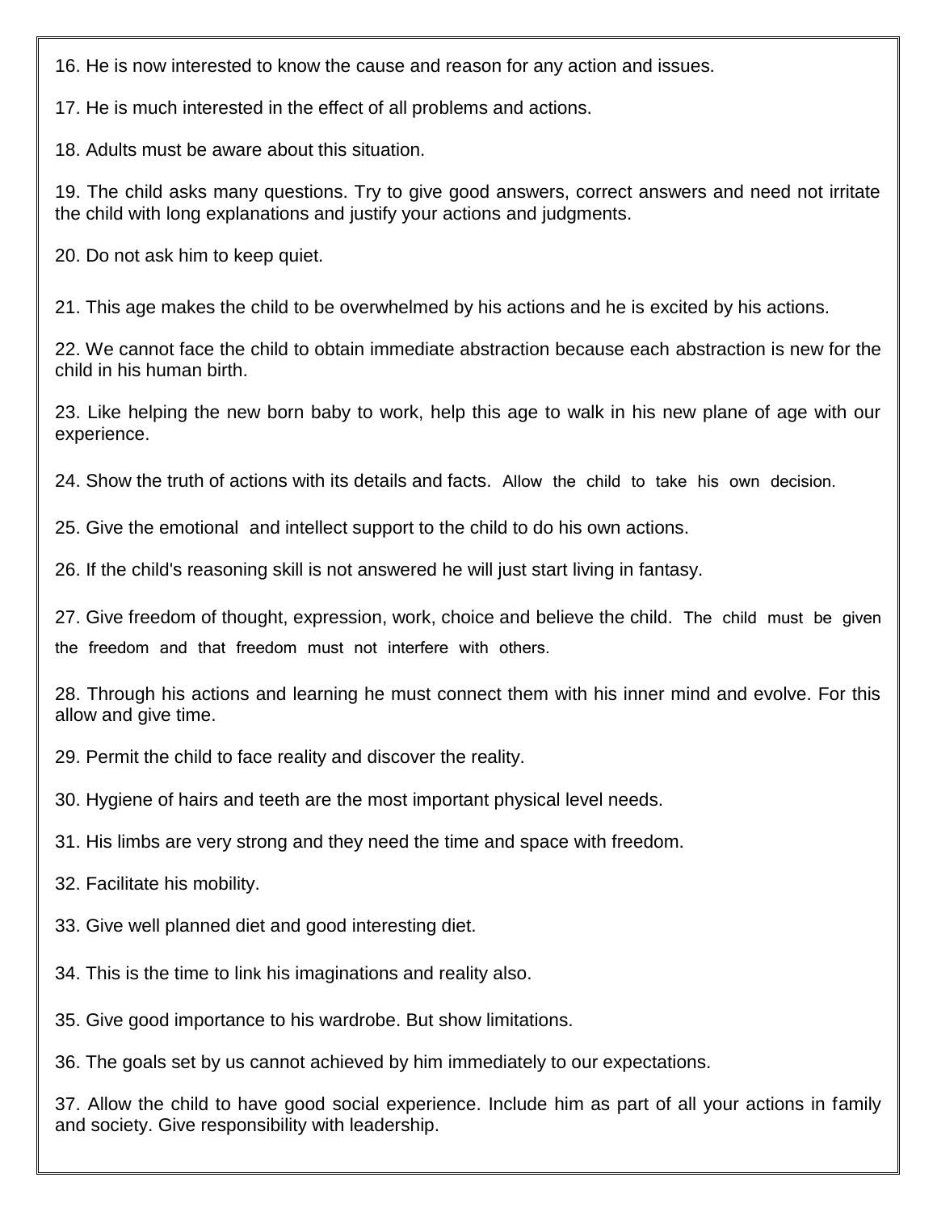16. He is now interested to know the cause and reason for any action and issues.

17. He is much interested in the effect of all problems and actions.

18. Adults must be aware about this situation.

19. The child asks many questions. Try to give good answers, correct answers and need not irritate the child with long explanations and justify your actions and judgments.

20. Do not ask him to keep quiet.

21. This age makes the child to be overwhelmed by his actions and he is excited by his actions.

22. We cannot face the child to obtain immediate abstraction because each abstraction is new for the child in his human birth.

23. Like helping the new born baby to work, help this age to walk in his new plane of age with our experience.

24. Show the truth of actions with its details and facts. Allow the child to take his own decision.

25. Give the emotional and intellect support to the child to do his own actions.

26. If the child's reasoning skill is not answered he will just start living in fantasy.

27. Give freedom of thought, expression, work, choice and believe the child. The child must be given the freedom and that freedom must not interfere with others.

28. Through his actions and learning he must connect them with his inner mind and evolve. For this allow and give time.

29. Permit the child to face reality and discover the reality.

30. Hygiene of hairs and teeth are the most important physical level needs.

31. His limbs are very strong and they need the time and space with freedom.

32. Facilitate his mobility.

33. Give well planned diet and good interesting diet.

34. This is the time to link his imaginations and reality also.

35. Give good importance to his wardrobe. But show limitations.

36. The goals set by us cannot achieved by him immediately to our expectations.

37. Allow the child to have good social experience. Include him as part of all your actions in family and society. Give responsibility with leadership.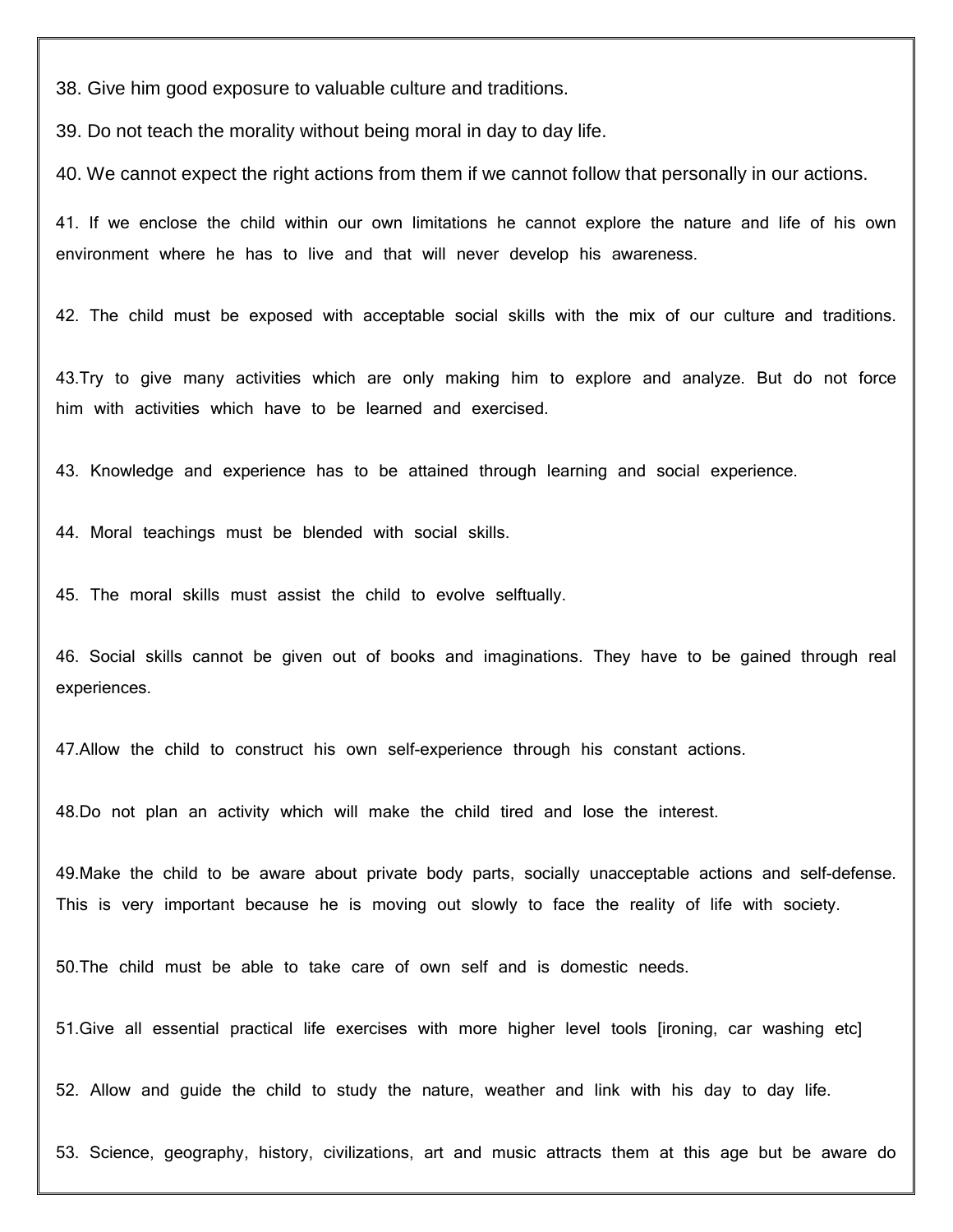38. Give him good exposure to valuable culture and traditions.

39. Do not teach the morality without being moral in day to day life.

40. We cannot expect the right actions from them if we cannot follow that personally in our actions.

41. If we enclose the child within our own limitations he cannot explore the nature and life of his own environment where he has to live and that will never develop his awareness.

42. The child must be exposed with acceptable social skills with the mix of our culture and traditions.

43.Try to give many activities which are only making him to explore and analyze. But do not force him with activities which have to be learned and exercised.

43. Knowledge and experience has to be attained through learning and social experience.

44. Moral teachings must be blended with social skills.

45. The moral skills must assist the child to evolve selftually.

46. Social skills cannot be given out of books and imaginations. They have to be gained through real experiences.

47.Allow the child to construct his own self-experience through his constant actions.

48.Do not plan an activity which will make the child tired and lose the interest.

49.Make the child to be aware about private body parts, socially unacceptable actions and self-defense. This is very important because he is moving out slowly to face the reality of life with society.

50.The child must be able to take care of own self and is domestic needs.

51.Give all essential practical life exercises with more higher level tools [ironing, car washing etc]

52. Allow and guide the child to study the nature, weather and link with his day to day life.

53. Science, geography, history, civilizations, art and music attracts them at this age but be aware do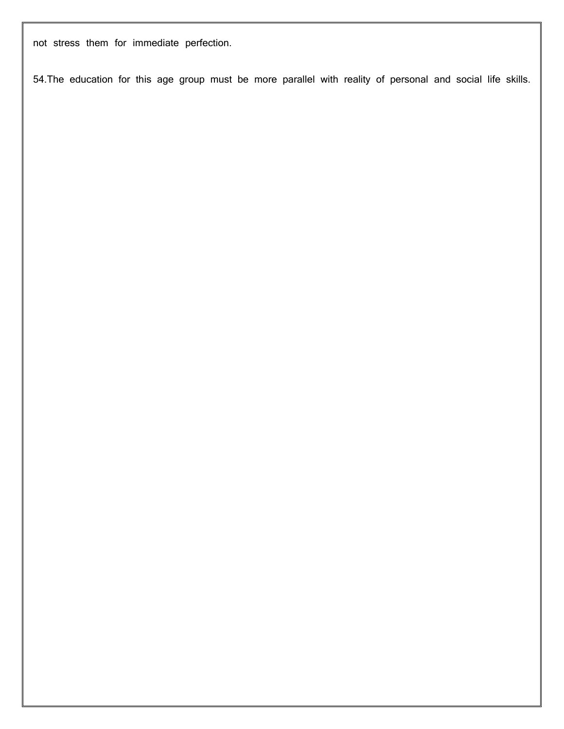not stress them for immediate perfection.

54.The education for this age group must be more parallel with reality of personal and social life skills.